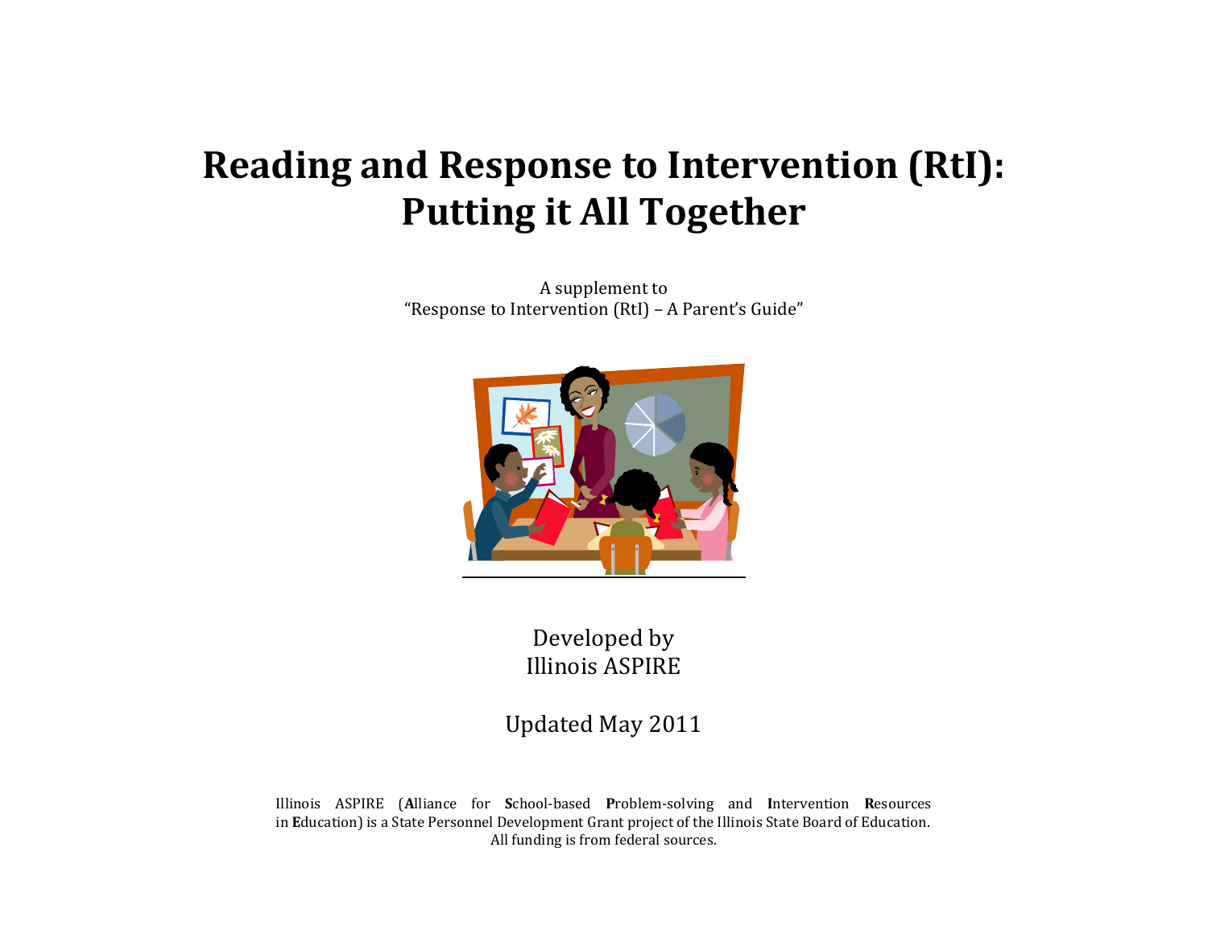# Reading and Response to Intervention (RtI): Putting it All Together

A supplement to
"Response to Intervention (RtI) – A Parent's Guide"

Developed by
Illinois ASPIRE

Updated May 2011

Illinois ASPIRE (**A**lliance for **S**chool-based **P**roblem-solving and **I**ntervention **R**esources in **E**ducation) is a State Personnel Development Grant project of the Illinois State Board of Education. All funding is from federal sources.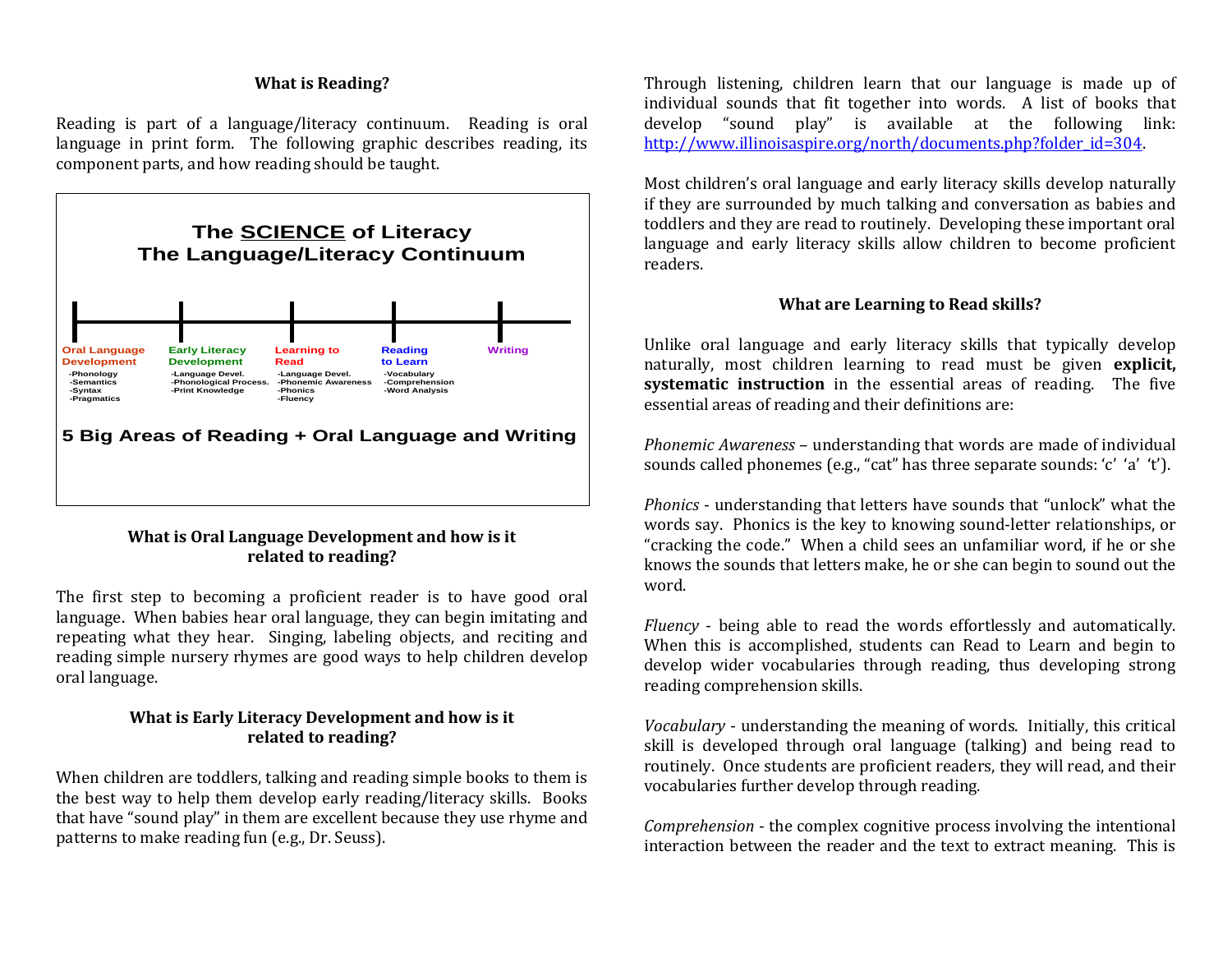### What is Reading?

Reading is part of a language/literacy continuum. Reading is oral language in print form. The following graphic describes reading, its component parts, and how reading should be taught.

**The SCIENCE of Literacy**
**The Language/Literacy Continuum**

| Oral Language Development | Early Literacy Development | Learning to Read | Reading to Learn | Writing |
| --- | --- | --- | --- | --- |
| -Phonology<br>-Semantics<br>-Syntax<br>-Pragmatics | -Language Devel.<br>-Phonological Process.<br>-Print Knowledge | -Language Devel.<br>-Phonemic Awareness<br>-Phonics<br>-Fluency | -Vocabulary<br>-Comprehension<br>-Word Analysis | |

**5 Big Areas of Reading + Oral Language and Writing**

### What is Oral Language Development and how is it related to reading?

The first step to becoming a proficient reader is to have good oral language. When babies hear oral language, they can begin imitating and repeating what they hear. Singing, labeling objects, and reciting and reading simple nursery rhymes are good ways to help children develop oral language.

### What is Early Literacy Development and how is it related to reading?

When children are toddlers, talking and reading simple books to them is the best way to help them develop early reading/literacy skills. Books that have "sound play" in them are excellent because they use rhyme and patterns to make reading fun (e.g., Dr. Seuss).

Through listening, children learn that our language is made up of individual sounds that fit together into words. A list of books that develop "sound play" is available at the following link: http://www.illinoisaspire.org/north/documents.php?folder_id=304.

Most children's oral language and early literacy skills develop naturally if they are surrounded by much talking and conversation as babies and toddlers and they are read to routinely. Developing these important oral language and early literacy skills allow children to become proficient readers.

### What are Learning to Read skills?

Unlike oral language and early literacy skills that typically develop naturally, most children learning to read must be given **explicit, systematic instruction** in the essential areas of reading. The five essential areas of reading and their definitions are:

*Phonemic Awareness* – understanding that words are made of individual sounds called phonemes (e.g., "cat" has three separate sounds: 'c' 'a' 't').

*Phonics* - understanding that letters have sounds that "unlock" what the words say. Phonics is the key to knowing sound-letter relationships, or "cracking the code." When a child sees an unfamiliar word, if he or she knows the sounds that letters make, he or she can begin to sound out the word.

*Fluency* - being able to read the words effortlessly and automatically. When this is accomplished, students can Read to Learn and begin to develop wider vocabularies through reading, thus developing strong reading comprehension skills.

*Vocabulary* - understanding the meaning of words. Initially, this critical skill is developed through oral language (talking) and being read to routinely. Once students are proficient readers, they will read, and their vocabularies further develop through reading.

*Comprehension* - the complex cognitive process involving the intentional interaction between the reader and the text to extract meaning. This is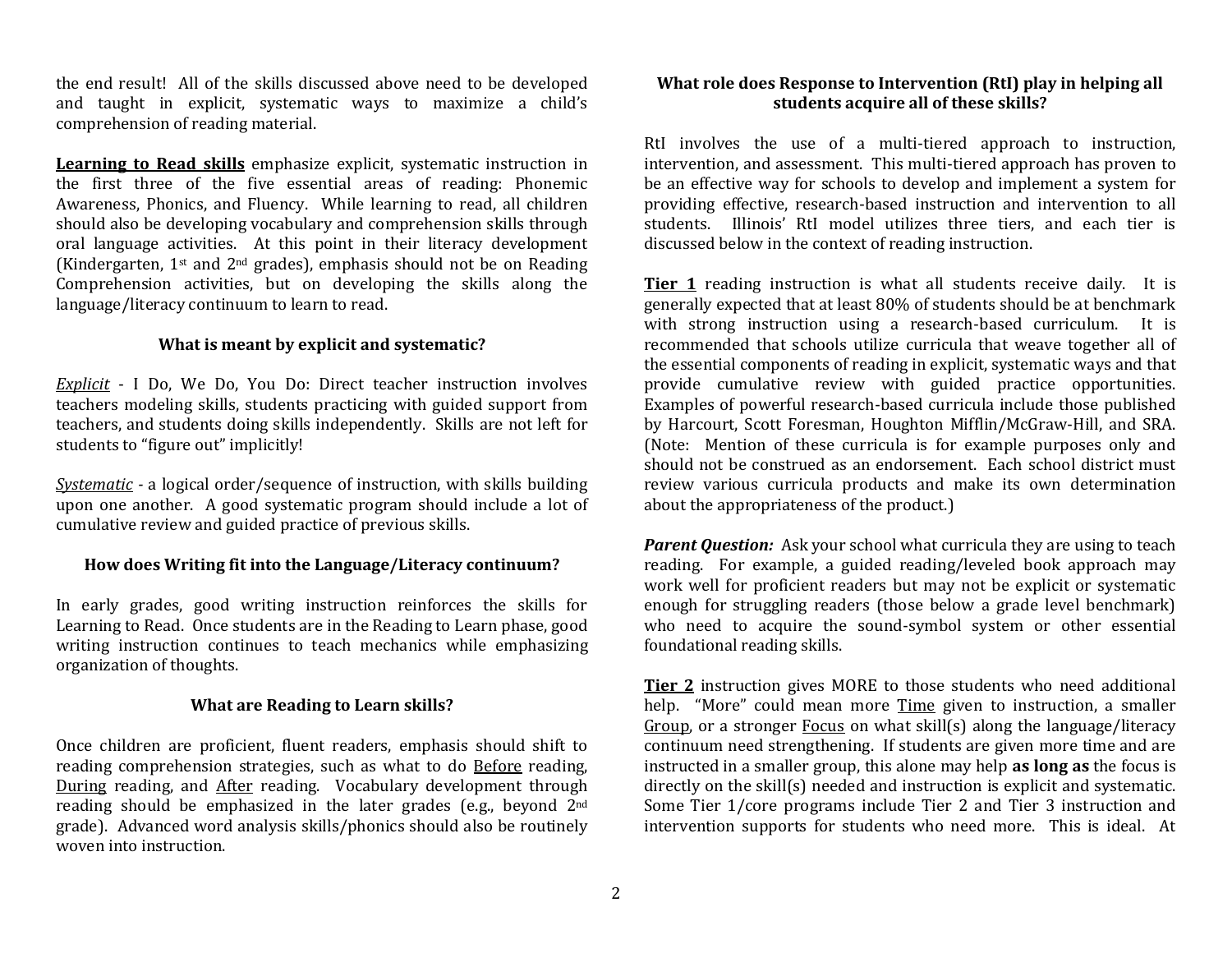the end result! All of the skills discussed above need to be developed and taught in explicit, systematic ways to maximize a child's comprehension of reading material.

**Learning to Read skills** emphasize explicit, systematic instruction in the first three of the five essential areas of reading: Phonemic Awareness, Phonics, and Fluency. While learning to read, all children should also be developing vocabulary and comprehension skills through oral language activities. At this point in their literacy development (Kindergarten, 1st and 2nd grades), emphasis should not be on Reading Comprehension activities, but on developing the skills along the language/literacy continuum to learn to read.

### What is meant by explicit and systematic?

*Explicit* - I Do, We Do, You Do: Direct teacher instruction involves teachers modeling skills, students practicing with guided support from teachers, and students doing skills independently. Skills are not left for students to "figure out" implicitly!

*Systematic* - a logical order/sequence of instruction, with skills building upon one another. A good systematic program should include a lot of cumulative review and guided practice of previous skills.

### How does Writing fit into the Language/Literacy continuum?

In early grades, good writing instruction reinforces the skills for Learning to Read. Once students are in the Reading to Learn phase, good writing instruction continues to teach mechanics while emphasizing organization of thoughts.

### What are Reading to Learn skills?

Once children are proficient, fluent readers, emphasis should shift to reading comprehension strategies, such as what to do Before reading, During reading, and After reading. Vocabulary development through reading should be emphasized in the later grades (e.g., beyond 2nd grade). Advanced word analysis skills/phonics should also be routinely woven into instruction.

### What role does Response to Intervention (RtI) play in helping all students acquire all of these skills?

RtI involves the use of a multi-tiered approach to instruction, intervention, and assessment. This multi-tiered approach has proven to be an effective way for schools to develop and implement a system for providing effective, research-based instruction and intervention to all students. Illinois' RtI model utilizes three tiers, and each tier is discussed below in the context of reading instruction.

**Tier 1** reading instruction is what all students receive daily. It is generally expected that at least 80% of students should be at benchmark with strong instruction using a research-based curriculum. It is recommended that schools utilize curricula that weave together all of the essential components of reading in explicit, systematic ways and that provide cumulative review with guided practice opportunities. Examples of powerful research-based curricula include those published by Harcourt, Scott Foresman, Houghton Mifflin/McGraw-Hill, and SRA. (Note: Mention of these curricula is for example purposes only and should not be construed as an endorsement. Each school district must review various curricula products and make its own determination about the appropriateness of the product.)

***Parent Question:*** Ask your school what curricula they are using to teach reading. For example, a guided reading/leveled book approach may work well for proficient readers but may not be explicit or systematic enough for struggling readers (those below a grade level benchmark) who need to acquire the sound-symbol system or other essential foundational reading skills.

**Tier 2** instruction gives MORE to those students who need additional help. "More" could mean more Time given to instruction, a smaller Group, or a stronger Focus on what skill(s) along the language/literacy continuum need strengthening. If students are given more time and are instructed in a smaller group, this alone may help **as long as** the focus is directly on the skill(s) needed and instruction is explicit and systematic. Some Tier 1/core programs include Tier 2 and Tier 3 instruction and intervention supports for students who need more. This is ideal. At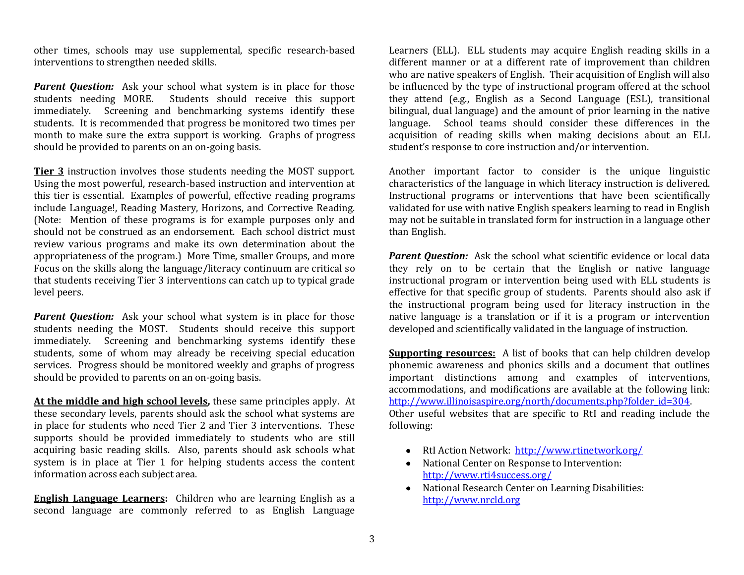other times, schools may use supplemental, specific research-based interventions to strengthen needed skills.

***Parent Question:*** Ask your school what system is in place for those students needing MORE. Students should receive this support immediately. Screening and benchmarking systems identify these students. It is recommended that progress be monitored two times per month to make sure the extra support is working. Graphs of progress should be provided to parents on an on-going basis.

**Tier 3** instruction involves those students needing the MOST support. Using the most powerful, research-based instruction and intervention at this tier is essential. Examples of powerful, effective reading programs include Language!, Reading Mastery, Horizons, and Corrective Reading. (Note: Mention of these programs is for example purposes only and should not be construed as an endorsement. Each school district must review various programs and make its own determination about the appropriateness of the program.) More Time, smaller Groups, and more Focus on the skills along the language/literacy continuum are critical so that students receiving Tier 3 interventions can catch up to typical grade level peers.

***Parent Question:*** Ask your school what system is in place for those students needing the MOST. Students should receive this support immediately. Screening and benchmarking systems identify these students, some of whom may already be receiving special education services. Progress should be monitored weekly and graphs of progress should be provided to parents on an on-going basis.

**At the middle and high school levels,** these same principles apply. At these secondary levels, parents should ask the school what systems are in place for students who need Tier 2 and Tier 3 interventions. These supports should be provided immediately to students who are still acquiring basic reading skills. Also, parents should ask schools what system is in place at Tier 1 for helping students access the content information across each subject area.

**English Language Learners:** Children who are learning English as a second language are commonly referred to as English Language Learners (ELL). ELL students may acquire English reading skills in a different manner or at a different rate of improvement than children who are native speakers of English. Their acquisition of English will also be influenced by the type of instructional program offered at the school they attend (e.g., English as a Second Language (ESL), transitional bilingual, dual language) and the amount of prior learning in the native language. School teams should consider these differences in the acquisition of reading skills when making decisions about an ELL student's response to core instruction and/or intervention.

Another important factor to consider is the unique linguistic characteristics of the language in which literacy instruction is delivered. Instructional programs or interventions that have been scientifically validated for use with native English speakers learning to read in English may not be suitable in translated form for instruction in a language other than English.

***Parent Question:*** Ask the school what scientific evidence or local data they rely on to be certain that the English or native language instructional program or intervention being used with ELL students is effective for that specific group of students. Parents should also ask if the instructional program being used for literacy instruction in the native language is a translation or if it is a program or intervention developed and scientifically validated in the language of instruction.

**Supporting resources:** A list of books that can help children develop phonemic awareness and phonics skills and a document that outlines important distinctions among and examples of interventions, accommodations, and modifications are available at the following link: http://www.illinoisaspire.org/north/documents.php?folder_id=304.
Other useful websites that are specific to RtI and reading include the following:

- RtI Action Network: http://www.rtinetwork.org/
- National Center on Response to Intervention: http://www.rti4success.org/
- National Research Center on Learning Disabilities: http://www.nrcld.org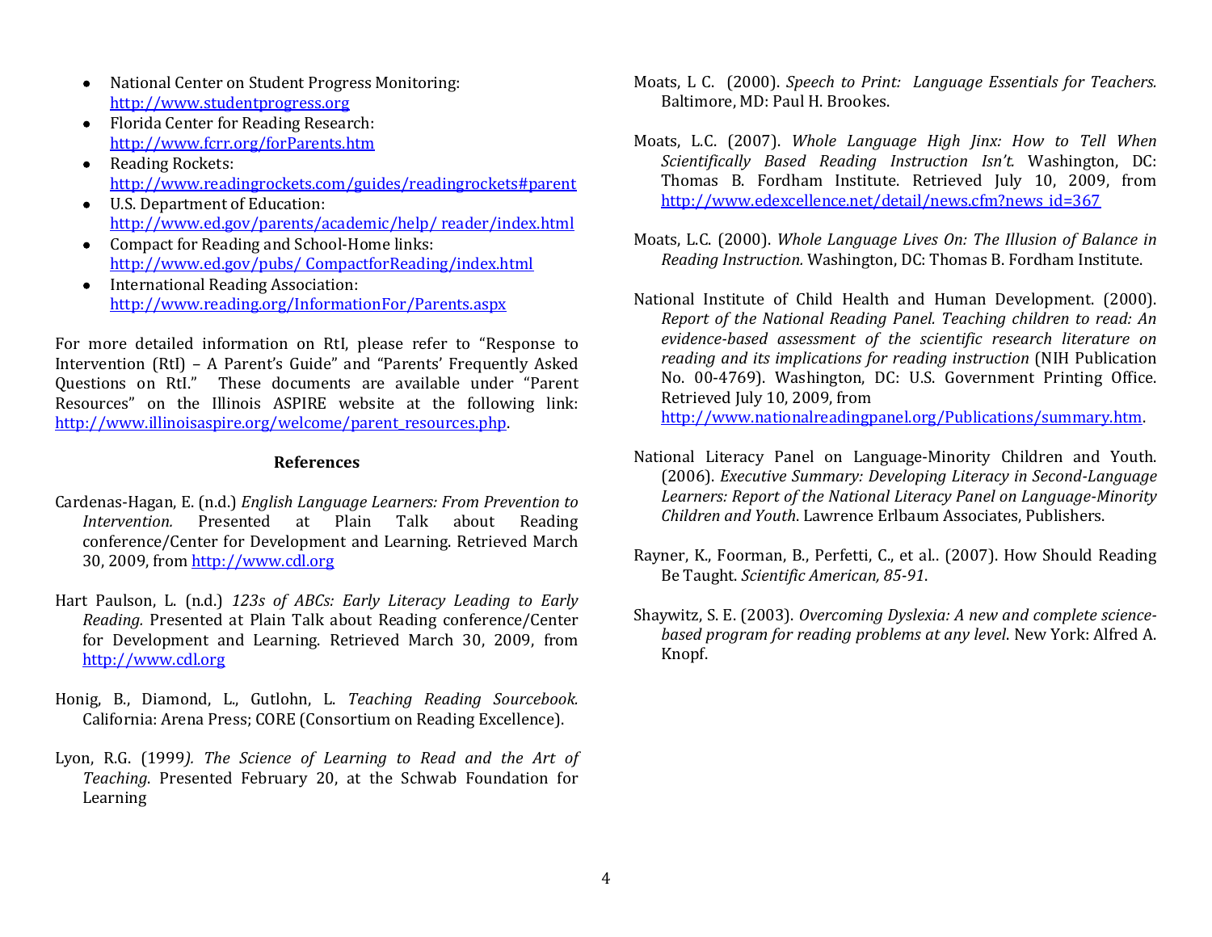- National Center on Student Progress Monitoring: http://www.studentprogress.org
- Florida Center for Reading Research: http://www.fcrr.org/forParents.htm
- Reading Rockets: http://www.readingrockets.com/guides/readingrockets#parent
- U.S. Department of Education: http://www.ed.gov/parents/academic/help/ reader/index.html
- Compact for Reading and School-Home links: http://www.ed.gov/pubs/ CompactforReading/index.html
- International Reading Association: http://www.reading.org/InformationFor/Parents.aspx

For more detailed information on RtI, please refer to "Response to Intervention (RtI) – A Parent's Guide" and "Parents' Frequently Asked Questions on RtI." These documents are available under "Parent Resources" on the Illinois ASPIRE website at the following link: http://www.illinoisaspire.org/welcome/parent_resources.php.

**References**

Cardenas-Hagan, E. (n.d.) *English Language Learners: From Prevention to Intervention.* Presented at Plain Talk about Reading conference/Center for Development and Learning. Retrieved March 30, 2009, from http://www.cdl.org

Hart Paulson, L. (n.d.) *123s of ABCs: Early Literacy Leading to Early Reading.* Presented at Plain Talk about Reading conference/Center for Development and Learning. Retrieved March 30, 2009, from http://www.cdl.org

Honig, B., Diamond, L., Gutlohn, L. *Teaching Reading Sourcebook.* California: Arena Press; CORE (Consortium on Reading Excellence).

Lyon, R.G. (1999*). The Science of Learning to Read and the Art of Teaching*. Presented February 20, at the Schwab Foundation for Learning

Moats, L C. (2000). *Speech to Print: Language Essentials for Teachers.* Baltimore, MD: Paul H. Brookes.

Moats, L.C. (2007). *Whole Language High Jinx: How to Tell When Scientifically Based Reading Instruction Isn't.* Washington, DC: Thomas B. Fordham Institute. Retrieved July 10, 2009, from http://www.edexcellence.net/detail/news.cfm?news_id=367

Moats, L.C. (2000). *Whole Language Lives On: The Illusion of Balance in Reading Instruction.* Washington, DC: Thomas B. Fordham Institute.

National Institute of Child Health and Human Development. (2000). *Report of the National Reading Panel. Teaching children to read: An evidence-based assessment of the scientific research literature on reading and its implications for reading instruction* (NIH Publication No. 00-4769). Washington, DC: U.S. Government Printing Office. Retrieved July 10, 2009, from http://www.nationalreadingpanel.org/Publications/summary.htm.

National Literacy Panel on Language-Minority Children and Youth. (2006). *Executive Summary: Developing Literacy in Second-Language Learners: Report of the National Literacy Panel on Language-Minority Children and Youth*. Lawrence Erlbaum Associates, Publishers.

Rayner, K., Foorman, B., Perfetti, C., et al.. (2007). How Should Reading Be Taught. *Scientific American, 85-91*.

Shaywitz, S. E. (2003). *Overcoming Dyslexia: A new and complete science-based program for reading problems at any level*. New York: Alfred A. Knopf.